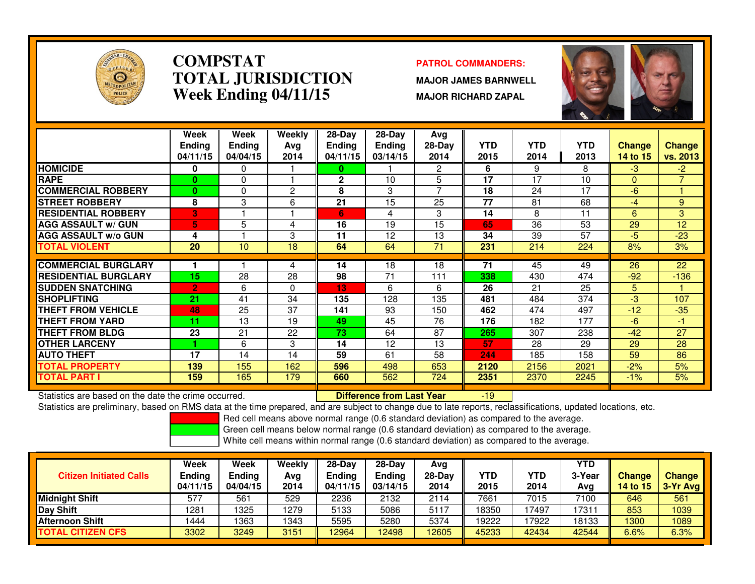# COMPSTAT
# TOTAL JURISDICTION
## Week Ending 04/11/15

**PATROL COMMANDERS:**

**MAJOR JAMES BARNWELL**

**MAJOR RICHARD ZAPAL**

| | Week Ending 04/11/15 | Week Ending 04/04/15 | Weekly Avg 2014 | 28-Day Ending 04/11/15 | 28-Day Ending 03/14/15 | Avg 28-Day 2014 | YTD 2015 | YTD 2014 | YTD 2013 | Change 14 to 15 | Change vs. 2013 |
|---|---|---|---|---|---|---|---|---|---|---|---|
| HOMICIDE | 0 | 0 | 1 | 0 | 1 | 2 | 6 | 9 | 8 | -3 | -2 |
| RAPE | 0 | 0 | 1 | 2 | 10 | 5 | 17 | 17 | 10 | 0 | 7 |
| COMMERCIAL ROBBERY | 0 | 0 | 2 | 8 | 3 | 7 | 18 | 24 | 17 | -6 | 1 |
| STREET ROBBERY | 8 | 3 | 6 | 21 | 15 | 25 | 77 | 81 | 68 | -4 | 9 |
| RESIDENTIAL ROBBERY | 3 | 1 | 1 | 6 | 4 | 3 | 14 | 8 | 11 | 6 | 3 |
| AGG ASSAULT w/ GUN | 5 | 5 | 4 | 16 | 19 | 15 | 65 | 36 | 53 | 29 | 12 |
| AGG ASSAULT w/o GUN | 4 | 1 | 3 | 11 | 12 | 13 | 34 | 39 | 57 | -5 | -23 |
| TOTAL VIOLENT | 20 | 10 | 18 | 64 | 64 | 71 | 231 | 214 | 224 | 8% | 3% |
| COMMERCIAL BURGLARY | 1 | 1 | 4 | 14 | 18 | 18 | 71 | 45 | 49 | 26 | 22 |
| RESIDENTIAL BURGLARY | 15 | 28 | 28 | 98 | 71 | 111 | 338 | 430 | 474 | -92 | -136 |
| SUDDEN SNATCHING | 2 | 6 | 0 | 13 | 6 | 6 | 26 | 21 | 25 | 5 | 1 |
| SHOPLIFTING | 21 | 41 | 34 | 135 | 128 | 135 | 481 | 484 | 374 | -3 | 107 |
| THEFT FROM VEHICLE | 48 | 25 | 37 | 141 | 93 | 150 | 462 | 474 | 497 | -12 | -35 |
| THEFT FROM YARD | 11 | 13 | 19 | 49 | 45 | 76 | 176 | 182 | 177 | -6 | -1 |
| THEFT FROM BLDG | 23 | 21 | 22 | 73 | 64 | 87 | 265 | 307 | 238 | -42 | 27 |
| OTHER LARCENY | 1 | 6 | 3 | 14 | 12 | 13 | 57 | 28 | 29 | 29 | 28 |
| AUTO THEFT | 17 | 14 | 14 | 59 | 61 | 58 | 244 | 185 | 158 | 59 | 86 |
| TOTAL PROPERTY | 139 | 155 | 162 | 596 | 498 | 653 | 2120 | 2156 | 2021 | -2% | 5% |
| TOTAL PART I | 159 | 165 | 179 | 660 | 562 | 724 | 2351 | 2370 | 2245 | -1% | 5% |

Statistics are based on the date the crime occurred. **Difference from Last Year** -19

Statistics are preliminary, based on RMS data at the time prepared, and are subject to change due to late reports, reclassifications, updated locations, etc.

Red cell means above normal range (0.6 standard deviation) as compared to the average.
Green cell means below normal range (0.6 standard deviation) as compared to the average.
White cell means within normal range (0.6 standard deviation) as compared to the average.

| Citizen Initiated Calls | Week Ending 04/11/15 | Week Ending 04/04/15 | Weekly Avg 2014 | 28-Day Ending 04/11/15 | 28-Day Ending 03/14/15 | Avg 28-Day 2014 | YTD 2015 | YTD 2014 | YTD 3-Year Avg | Change 14 to 15 | Change 3-Yr Avg |
|---|---|---|---|---|---|---|---|---|---|---|---|
| Midnight Shift | 577 | 561 | 529 | 2236 | 2132 | 2114 | 7661 | 7015 | 7100 | 646 | 561 |
| Day Shift | 1281 | 1325 | 1279 | 5133 | 5086 | 5117 | 18350 | 17497 | 17311 | 853 | 1039 |
| Afternoon Shift | 1444 | 1363 | 1343 | 5595 | 5280 | 5374 | 19222 | 17922 | 18133 | 1300 | 1089 |
| TOTAL CITIZEN CFS | 3302 | 3249 | 3151 | 12964 | 12498 | 12605 | 45233 | 42434 | 42544 | 6.6% | 6.3% |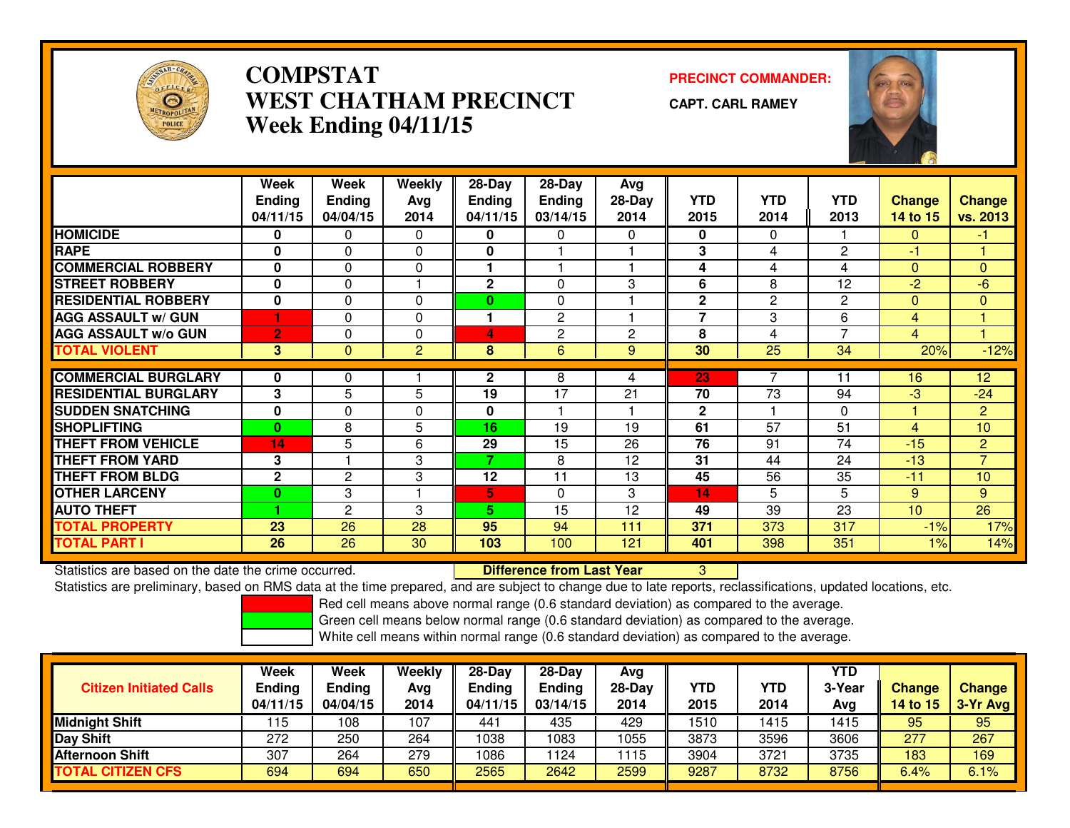# COMPSTAT
# WEST CHATHAM PRECINCT
## Week Ending 04/11/15

**PRECINCT COMMANDER:**

**CAPT. CARL RAMEY**

| | Week Ending 04/11/15 | Week Ending 04/04/15 | Weekly Avg 2014 | 28-Day Ending 04/11/15 | 28-Day Ending 03/14/15 | Avg 28-Day 2014 | YTD 2015 | YTD 2014 | YTD 2013 | Change 14 to 15 | Change vs. 2013 |
|---|---|---|---|---|---|---|---|---|---|---|---|
| HOMICIDE | 0 | 0 | 0 | 0 | 0 | 0 | 0 | 0 | 1 | 0 | -1 |
| RAPE | 0 | 0 | 0 | 0 | 1 | 1 | 3 | 4 | 2 | -1 | 1 |
| COMMERCIAL ROBBERY | 0 | 0 | 0 | 1 | 1 | 1 | 4 | 4 | 4 | 0 | 0 |
| STREET ROBBERY | 0 | 0 | 1 | 2 | 0 | 3 | 6 | 8 | 12 | -2 | -6 |
| RESIDENTIAL ROBBERY | 0 | 0 | 0 | 0 | 0 | 1 | 2 | 2 | 2 | 0 | 0 |
| AGG ASSAULT w/ GUN | 1 | 0 | 0 | 1 | 2 | 1 | 7 | 3 | 6 | 4 | 1 |
| AGG ASSAULT w/o GUN | 2 | 0 | 0 | 4 | 2 | 2 | 8 | 4 | 7 | 4 | 1 |
| TOTAL VIOLENT | 3 | 0 | 2 | 8 | 6 | 9 | 30 | 25 | 34 | 20% | -12% |
| COMMERCIAL BURGLARY | 0 | 0 | 1 | 2 | 8 | 4 | 23 | 7 | 11 | 16 | 12 |
| RESIDENTIAL BURGLARY | 3 | 5 | 5 | 19 | 17 | 21 | 70 | 73 | 94 | -3 | -24 |
| SUDDEN SNATCHING | 0 | 0 | 0 | 0 | 1 | 1 | 2 | 1 | 0 | 1 | 2 |
| SHOPLIFTING | 0 | 8 | 5 | 16 | 19 | 19 | 61 | 57 | 51 | 4 | 10 |
| THEFT FROM VEHICLE | 14 | 5 | 6 | 29 | 15 | 26 | 76 | 91 | 74 | -15 | 2 |
| THEFT FROM YARD | 3 | 1 | 3 | 7 | 8 | 12 | 31 | 44 | 24 | -13 | 7 |
| THEFT FROM BLDG | 2 | 2 | 3 | 12 | 11 | 13 | 45 | 56 | 35 | -11 | 10 |
| OTHER LARCENY | 0 | 3 | 1 | 5 | 0 | 3 | 14 | 5 | 5 | 9 | 9 |
| AUTO THEFT | 1 | 2 | 3 | 5 | 15 | 12 | 49 | 39 | 23 | 10 | 26 |
| TOTAL PROPERTY | 23 | 26 | 28 | 95 | 94 | 111 | 371 | 373 | 317 | -1% | 17% |
| TOTAL PART I | 26 | 26 | 30 | 103 | 100 | 121 | 401 | 398 | 351 | 1% | 14% |

Statistics are based on the date the crime occurred. **Difference from Last Year** 3

Statistics are preliminary, based on RMS data at the time prepared, and are subject to change due to late reports, reclassifications, updated locations, etc.

Red cell means above normal range (0.6 standard deviation) as compared to the average.
Green cell means below normal range (0.6 standard deviation) as compared to the average.
White cell means within normal range (0.6 standard deviation) as compared to the average.

| Citizen Initiated Calls | Week Ending 04/11/15 | Week Ending 04/04/15 | Weekly Avg 2014 | 28-Day Ending 04/11/15 | 28-Day Ending 03/14/15 | Avg 28-Day 2014 | YTD 2015 | YTD 2014 | YTD 3-Year Avg | Change 14 to 15 | Change 3-Yr Avg |
|---|---|---|---|---|---|---|---|---|---|---|---|
| Midnight Shift | 115 | 108 | 107 | 441 | 435 | 429 | 1510 | 1415 | 1415 | 95 | 95 |
| Day Shift | 272 | 250 | 264 | 1038 | 1083 | 1055 | 3873 | 3596 | 3606 | 277 | 267 |
| Afternoon Shift | 307 | 264 | 279 | 1086 | 1124 | 1115 | 3904 | 3721 | 3735 | 183 | 169 |
| TOTAL CITIZEN CFS | 694 | 694 | 650 | 2565 | 2642 | 2599 | 9287 | 8732 | 8756 | 6.4% | 6.1% |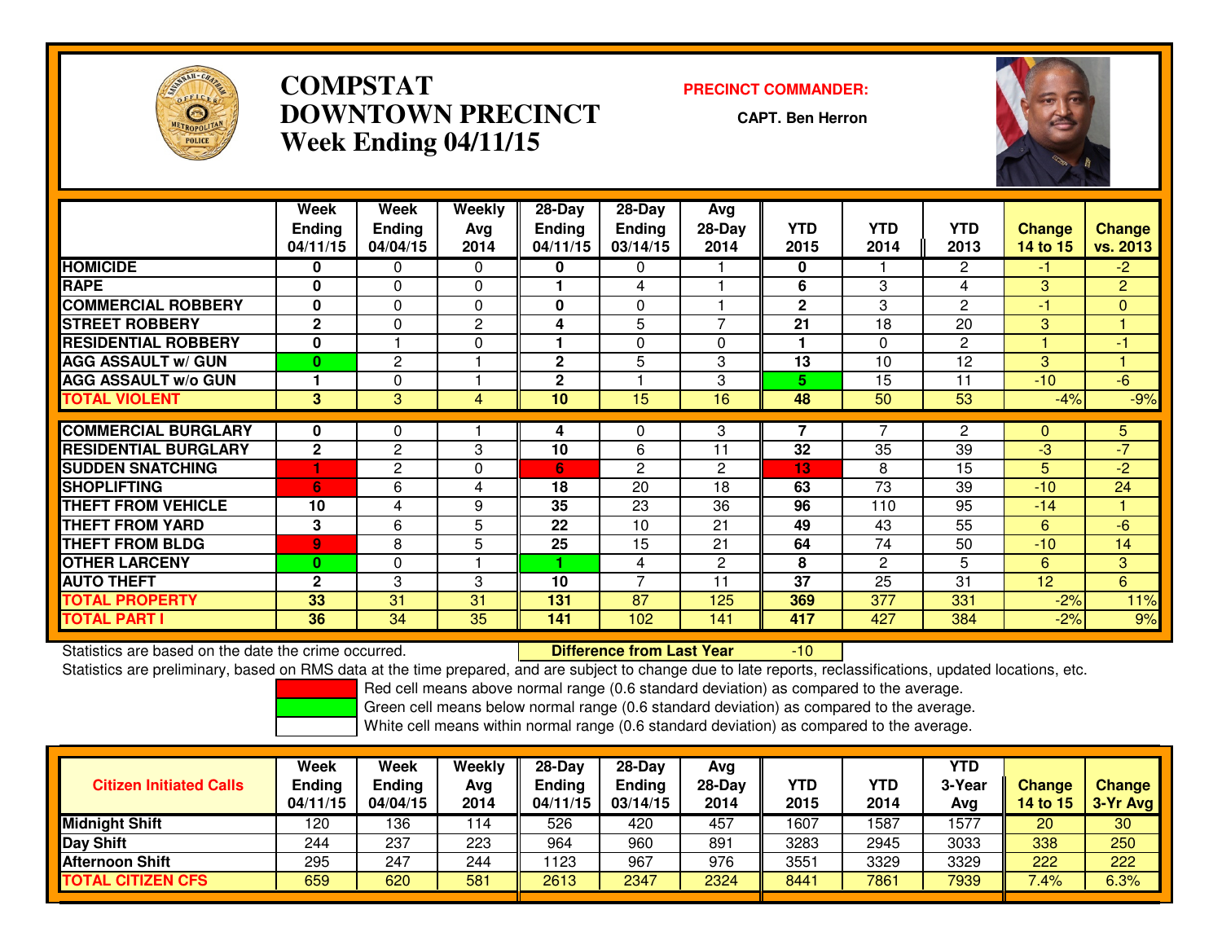# COMPSTAT
# DOWNTOWN PRECINCT
# Week Ending 04/11/15

**PRECINCT COMMANDER:**

**CAPT. Ben Herron**

| | Week Ending 04/11/15 | Week Ending 04/04/15 | Weekly Avg 2014 | 28-Day Ending 04/11/15 | 28-Day Ending 03/14/15 | Avg 28-Day 2014 | YTD 2015 | YTD 2014 | YTD 2013 | Change 14 to 15 | Change vs. 2013 |
|---|---|---|---|---|---|---|---|---|---|---|---|
| HOMICIDE | 0 | 0 | 0 | 0 | 0 | 1 | 0 | 1 | 2 | -1 | -2 |
| RAPE | 0 | 0 | 0 | 1 | 4 | 1 | 6 | 3 | 4 | 3 | 2 |
| COMMERCIAL ROBBERY | 0 | 0 | 0 | 0 | 0 | 1 | 2 | 3 | 2 | -1 | 0 |
| STREET ROBBERY | 2 | 0 | 2 | 4 | 5 | 7 | 21 | 18 | 20 | 3 | 1 |
| RESIDENTIAL ROBBERY | 0 | 1 | 0 | 1 | 0 | 0 | 1 | 0 | 2 | 1 | -1 |
| AGG ASSAULT w/ GUN | 0 | 2 | 1 | 2 | 5 | 3 | 13 | 10 | 12 | 3 | 1 |
| AGG ASSAULT w/o GUN | 1 | 0 | 1 | 2 | 1 | 3 | 5 | 15 | 11 | -10 | -6 |
| TOTAL VIOLENT | 3 | 3 | 4 | 10 | 15 | 16 | 48 | 50 | 53 | -4% | -9% |
| COMMERCIAL BURGLARY | 0 | 0 | 1 | 4 | 0 | 3 | 7 | 7 | 2 | 0 | 5 |
| RESIDENTIAL BURGLARY | 2 | 2 | 3 | 10 | 6 | 11 | 32 | 35 | 39 | -3 | -7 |
| SUDDEN SNATCHING | 1 | 2 | 0 | 6 | 2 | 2 | 13 | 8 | 15 | 5 | -2 |
| SHOPLIFTING | 6 | 6 | 4 | 18 | 20 | 18 | 63 | 73 | 39 | -10 | 24 |
| THEFT FROM VEHICLE | 10 | 4 | 9 | 35 | 23 | 36 | 96 | 110 | 95 | -14 | 1 |
| THEFT FROM YARD | 3 | 6 | 5 | 22 | 10 | 21 | 49 | 43 | 55 | 6 | -6 |
| THEFT FROM BLDG | 9 | 8 | 5 | 25 | 15 | 21 | 64 | 74 | 50 | -10 | 14 |
| OTHER LARCENY | 0 | 0 | 1 | 1 | 4 | 2 | 8 | 2 | 5 | 6 | 3 |
| AUTO THEFT | 2 | 3 | 3 | 10 | 7 | 11 | 37 | 25 | 31 | 12 | 6 |
| TOTAL PROPERTY | 33 | 31 | 31 | 131 | 87 | 125 | 369 | 377 | 331 | -2% | 11% |
| TOTAL PART I | 36 | 34 | 35 | 141 | 102 | 141 | 417 | 427 | 384 | -2% | 9% |

Statistics are based on the date the crime occurred. **Difference from Last Year** -10

Statistics are preliminary, based on RMS data at the time prepared, and are subject to change due to late reports, reclassifications, updated locations, etc.

Red cell means above normal range (0.6 standard deviation) as compared to the average.
Green cell means below normal range (0.6 standard deviation) as compared to the average.
White cell means within normal range (0.6 standard deviation) as compared to the average.

| Citizen Initiated Calls | Week Ending 04/11/15 | Week Ending 04/04/15 | Weekly Avg 2014 | 28-Day Ending 04/11/15 | 28-Day Ending 03/14/15 | Avg 28-Day 2014 | YTD 2015 | YTD 2014 | YTD 3-Year Avg | Change 14 to 15 | Change 3-Yr Avg |
|---|---|---|---|---|---|---|---|---|---|---|---|
| Midnight Shift | 120 | 136 | 114 | 526 | 420 | 457 | 1607 | 1587 | 1577 | 20 | 30 |
| Day Shift | 244 | 237 | 223 | 964 | 960 | 891 | 3283 | 2945 | 3033 | 338 | 250 |
| Afternoon Shift | 295 | 247 | 244 | 1123 | 967 | 976 | 3551 | 3329 | 3329 | 222 | 222 |
| TOTAL CITIZEN CFS | 659 | 620 | 581 | 2613 | 2347 | 2324 | 8441 | 7861 | 7939 | 7.4% | 6.3% |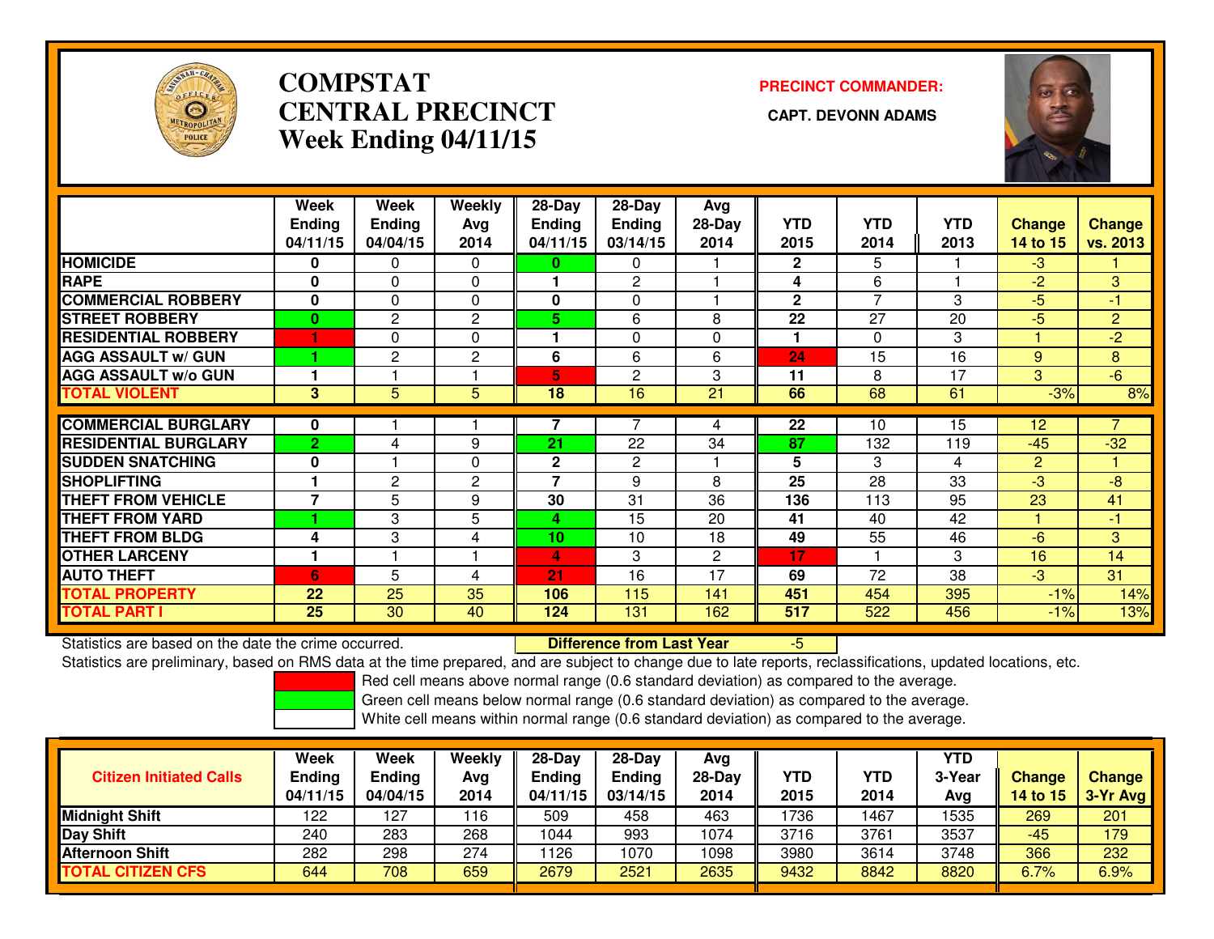# COMPSTAT
# CENTRAL PRECINCT
# Week Ending 04/11/15

**PRECINCT COMMANDER:**

**CAPT. DEVONN ADAMS**

| | Week Ending 04/11/15 | Week Ending 04/04/15 | Weekly Avg 2014 | 28-Day Ending 04/11/15 | 28-Day Ending 03/14/15 | Avg 28-Day 2014 | YTD 2015 | YTD 2014 | YTD 2013 | Change 14 to 15 | Change vs. 2013 |
|---|---|---|---|---|---|---|---|---|---|---|---|
| HOMICIDE | 0 | 0 | 0 | 0 | 0 | 1 | 2 | 5 | 1 | -3 | 1 |
| RAPE | 0 | 0 | 0 | 1 | 2 | 1 | 4 | 6 | 1 | -2 | 3 |
| COMMERCIAL ROBBERY | 0 | 0 | 0 | 0 | 0 | 1 | 2 | 7 | 3 | -5 | -1 |
| STREET ROBBERY | 0 | 2 | 2 | 5 | 6 | 8 | 22 | 27 | 20 | -5 | 2 |
| RESIDENTIAL ROBBERY | 1 | 0 | 0 | 1 | 0 | 0 | 1 | 0 | 3 | 1 | -2 |
| AGG ASSAULT w/ GUN | 1 | 2 | 2 | 6 | 6 | 6 | 24 | 15 | 16 | 9 | 8 |
| AGG ASSAULT w/o GUN | 1 | 1 | 1 | 5 | 2 | 3 | 11 | 8 | 17 | 3 | -6 |
| **TOTAL VIOLENT** | 3 | 5 | 5 | 18 | 16 | 21 | 66 | 68 | 61 | -3% | 8% |
| COMMERCIAL BURGLARY | 0 | 1 | 1 | 7 | 7 | 4 | 22 | 10 | 15 | 12 | 7 |
| RESIDENTIAL BURGLARY | 2 | 4 | 9 | 21 | 22 | 34 | 87 | 132 | 119 | -45 | -32 |
| SUDDEN SNATCHING | 0 | 1 | 0 | 2 | 2 | 1 | 5 | 3 | 4 | 2 | 1 |
| SHOPLIFTING | 1 | 2 | 2 | 7 | 9 | 8 | 25 | 28 | 33 | -3 | -8 |
| THEFT FROM VEHICLE | 7 | 5 | 9 | 30 | 31 | 36 | 136 | 113 | 95 | 23 | 41 |
| THEFT FROM YARD | 1 | 3 | 5 | 4 | 15 | 20 | 41 | 40 | 42 | 1 | -1 |
| THEFT FROM BLDG | 4 | 3 | 4 | 10 | 10 | 18 | 49 | 55 | 46 | -6 | 3 |
| OTHER LARCENY | 1 | 1 | 1 | 4 | 3 | 2 | 17 | 1 | 3 | 16 | 14 |
| AUTO THEFT | 6 | 5 | 4 | 21 | 16 | 17 | 69 | 72 | 38 | -3 | 31 |
| **TOTAL PROPERTY** | 22 | 25 | 35 | 106 | 115 | 141 | 451 | 454 | 395 | -1% | 14% |
| **TOTAL PART I** | 25 | 30 | 40 | 124 | 131 | 162 | 517 | 522 | 456 | -1% | 13% |

Statistics are based on the date the crime occurred. **Difference from Last Year** -5

Statistics are preliminary, based on RMS data at the time prepared, and are subject to change due to late reports, reclassifications, updated locations, etc.

Red cell means above normal range (0.6 standard deviation) as compared to the average.

Green cell means below normal range (0.6 standard deviation) as compared to the average.

White cell means within normal range (0.6 standard deviation) as compared to the average.

| Citizen Initiated Calls | Week Ending 04/11/15 | Week Ending 04/04/15 | Weekly Avg 2014 | 28-Day Ending 04/11/15 | 28-Day Ending 03/14/15 | Avg 28-Day 2014 | YTD 2015 | YTD 2014 | YTD 3-Year Avg | Change 14 to 15 | Change 3-Yr Avg |
|---|---|---|---|---|---|---|---|---|---|---|---|
| Midnight Shift | 122 | 127 | 116 | 509 | 458 | 463 | 1736 | 1467 | 1535 | 269 | 201 |
| Day Shift | 240 | 283 | 268 | 1044 | 993 | 1074 | 3716 | 3761 | 3537 | -45 | 179 |
| Afternoon Shift | 282 | 298 | 274 | 1126 | 1070 | 1098 | 3980 | 3614 | 3748 | 366 | 232 |
| **TOTAL CITIZEN CFS** | 644 | 708 | 659 | 2679 | 2521 | 2635 | 9432 | 8842 | 8820 | 6.7% | 6.9% |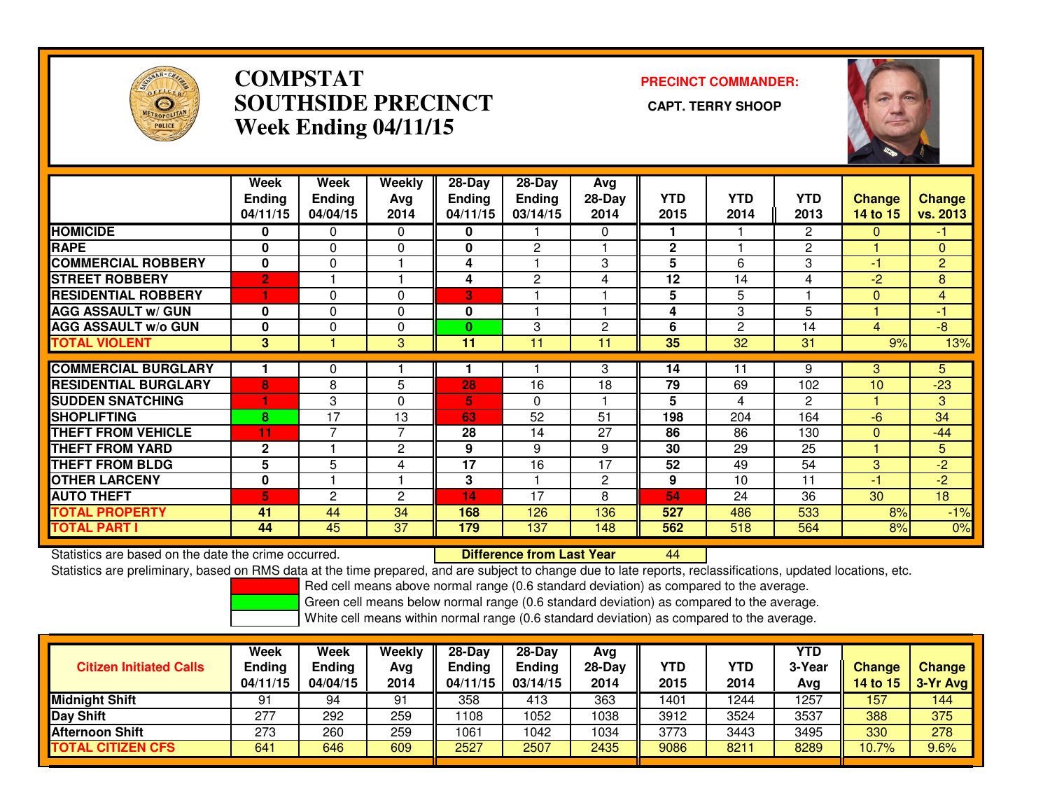# COMPSTAT
# SOUTHSIDE PRECINCT
## Week Ending 04/11/15

**PRECINCT COMMANDER:**

**CAPT. TERRY SHOOP**

| | Week Ending 04/11/15 | Week Ending 04/04/15 | Weekly Avg 2014 | 28-Day Ending 04/11/15 | 28-Day Ending 03/14/15 | Avg 28-Day 2014 | YTD 2015 | YTD 2014 | YTD 2013 | Change 14 to 15 | Change vs. 2013 |
|---|---|---|---|---|---|---|---|---|---|---|---|
| HOMICIDE | 0 | 0 | 0 | 0 | 1 | 0 | 1 | 1 | 2 | 0 | -1 |
| RAPE | 0 | 0 | 0 | 0 | 2 | 1 | 2 | 1 | 2 | 1 | 0 |
| COMMERCIAL ROBBERY | 0 | 0 | 1 | 4 | 1 | 3 | 5 | 6 | 3 | -1 | 2 |
| STREET ROBBERY | 2 | 1 | 1 | 4 | 2 | 4 | 12 | 14 | 4 | -2 | 8 |
| RESIDENTIAL ROBBERY | 1 | 0 | 0 | 3 | 1 | 1 | 5 | 5 | 1 | 0 | 4 |
| AGG ASSAULT w/ GUN | 0 | 0 | 0 | 0 | 1 | 1 | 4 | 3 | 5 | 1 | -1 |
| AGG ASSAULT w/o GUN | 0 | 0 | 0 | 0 | 3 | 2 | 6 | 2 | 14 | 4 | -8 |
| TOTAL VIOLENT | 3 | 1 | 3 | 11 | 11 | 11 | 35 | 32 | 31 | 9% | 13% |
| COMMERCIAL BURGLARY | 1 | 0 | 1 | 1 | 1 | 3 | 14 | 11 | 9 | 3 | 5 |
| RESIDENTIAL BURGLARY | 8 | 8 | 5 | 28 | 16 | 18 | 79 | 69 | 102 | 10 | -23 |
| SUDDEN SNATCHING | 1 | 3 | 0 | 5 | 0 | 1 | 5 | 4 | 2 | 1 | 3 |
| SHOPLIFTING | 8 | 17 | 13 | 63 | 52 | 51 | 198 | 204 | 164 | -6 | 34 |
| THEFT FROM VEHICLE | 11 | 7 | 7 | 28 | 14 | 27 | 86 | 86 | 130 | 0 | -44 |
| THEFT FROM YARD | 2 | 1 | 2 | 9 | 9 | 9 | 30 | 29 | 25 | 1 | 5 |
| THEFT FROM BLDG | 5 | 5 | 4 | 17 | 16 | 17 | 52 | 49 | 54 | 3 | -2 |
| OTHER LARCENY | 0 | 1 | 1 | 3 | 1 | 2 | 9 | 10 | 11 | -1 | -2 |
| AUTO THEFT | 5 | 2 | 2 | 14 | 17 | 8 | 54 | 24 | 36 | 30 | 18 |
| TOTAL PROPERTY | 41 | 44 | 34 | 168 | 126 | 136 | 527 | 486 | 533 | 8% | -1% |
| TOTAL PART I | 44 | 45 | 37 | 179 | 137 | 148 | 562 | 518 | 564 | 8% | 0% |

Statistics are based on the date the crime occurred. **Difference from Last Year** 44

Statistics are preliminary, based on RMS data at the time prepared, and are subject to change due to late reports, reclassifications, updated locations, etc.

Red cell means above normal range (0.6 standard deviation) as compared to the average.
Green cell means below normal range (0.6 standard deviation) as compared to the average.
White cell means within normal range (0.6 standard deviation) as compared to the average.

| Citizen Initiated Calls | Week Ending 04/11/15 | Week Ending 04/04/15 | Weekly Avg 2014 | 28-Day Ending 04/11/15 | 28-Day Ending 03/14/15 | Avg 28-Day 2014 | YTD 2015 | YTD 2014 | YTD 3-Year Avg | Change 14 to 15 | Change 3-Yr Avg |
|---|---|---|---|---|---|---|---|---|---|---|---|
| Midnight Shift | 91 | 94 | 91 | 358 | 413 | 363 | 1401 | 1244 | 1257 | 157 | 144 |
| Day Shift | 277 | 292 | 259 | 1108 | 1052 | 1038 | 3912 | 3524 | 3537 | 388 | 375 |
| Afternoon Shift | 273 | 260 | 259 | 1061 | 1042 | 1034 | 3773 | 3443 | 3495 | 330 | 278 |
| TOTAL CITIZEN CFS | 641 | 646 | 609 | 2527 | 2507 | 2435 | 9086 | 8211 | 8289 | 10.7% | 9.6% |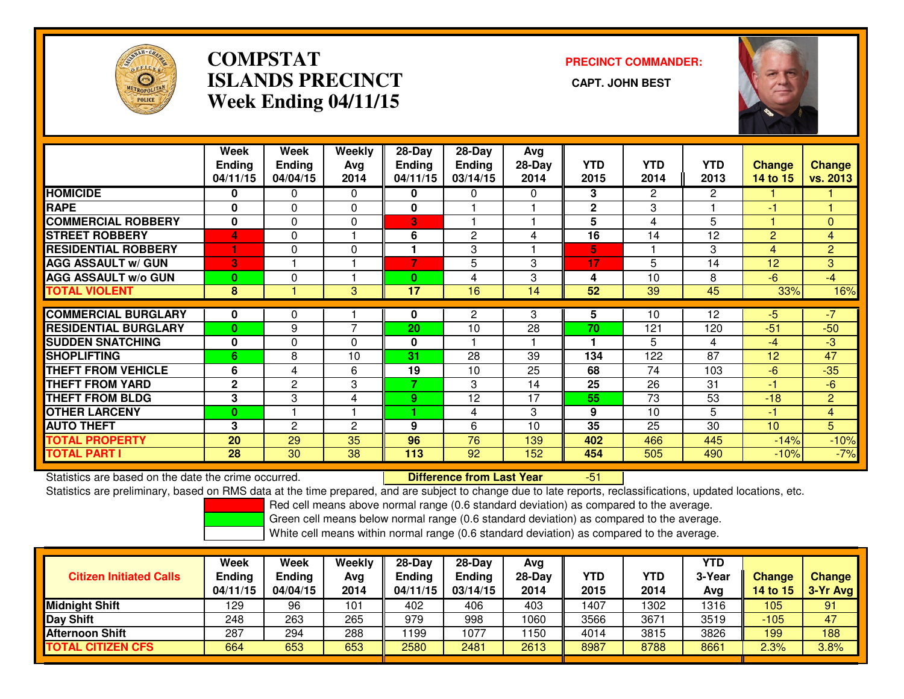# COMPSTAT
# ISLANDS PRECINCT
# Week Ending 04/11/15

**PRECINCT COMMANDER:**

**CAPT. JOHN BEST**

| | Week Ending 04/11/15 | Week Ending 04/04/15 | Weekly Avg 2014 | 28-Day Ending 04/11/15 | 28-Day Ending 03/14/15 | Avg 28-Day 2014 | YTD 2015 | YTD 2014 | YTD 2013 | Change 14 to 15 | Change vs. 2013 |
|---|---|---|---|---|---|---|---|---|---|---|---|
| HOMICIDE | 0 | 0 | 0 | 0 | 0 | 0 | 3 | 2 | 2 | 1 | 1 |
| RAPE | 0 | 0 | 0 | 0 | 1 | 1 | 2 | 3 | 1 | -1 | 1 |
| COMMERCIAL ROBBERY | 0 | 0 | 0 | 3 | 1 | 1 | 5 | 4 | 5 | 1 | 0 |
| STREET ROBBERY | 4 | 0 | 1 | 6 | 2 | 4 | 16 | 14 | 12 | 2 | 4 |
| RESIDENTIAL ROBBERY | 1 | 0 | 0 | 1 | 3 | 1 | 5 | 1 | 3 | 4 | 2 |
| AGG ASSAULT w/ GUN | 3 | 1 | 1 | 7 | 5 | 3 | 17 | 5 | 14 | 12 | 3 |
| AGG ASSAULT w/o GUN | 0 | 0 | 1 | 0 | 4 | 3 | 4 | 10 | 8 | -6 | -4 |
| TOTAL VIOLENT | 8 | 1 | 3 | 17 | 16 | 14 | 52 | 39 | 45 | 33% | 16% |
| COMMERCIAL BURGLARY | 0 | 0 | 1 | 0 | 2 | 3 | 5 | 10 | 12 | -5 | -7 |
| RESIDENTIAL BURGLARY | 0 | 9 | 7 | 20 | 10 | 28 | 70 | 121 | 120 | -51 | -50 |
| SUDDEN SNATCHING | 0 | 0 | 0 | 0 | 1 | 1 | 1 | 5 | 4 | -4 | -3 |
| SHOPLIFTING | 6 | 8 | 10 | 31 | 28 | 39 | 134 | 122 | 87 | 12 | 47 |
| THEFT FROM VEHICLE | 6 | 4 | 6 | 19 | 10 | 25 | 68 | 74 | 103 | -6 | -35 |
| THEFT FROM YARD | 2 | 2 | 3 | 7 | 3 | 14 | 25 | 26 | 31 | -1 | -6 |
| THEFT FROM BLDG | 3 | 3 | 4 | 9 | 12 | 17 | 55 | 73 | 53 | -18 | 2 |
| OTHER LARCENY | 0 | 1 | 1 | 1 | 4 | 3 | 9 | 10 | 5 | -1 | 4 |
| AUTO THEFT | 3 | 2 | 2 | 9 | 6 | 10 | 35 | 25 | 30 | 10 | 5 |
| TOTAL PROPERTY | 20 | 29 | 35 | 96 | 76 | 139 | 402 | 466 | 445 | -14% | -10% |
| TOTAL PART I | 28 | 30 | 38 | 113 | 92 | 152 | 454 | 505 | 490 | -10% | -7% |

Statistics are based on the date the crime occurred. **Difference from Last Year** -51

Statistics are preliminary, based on RMS data at the time prepared, and are subject to change due to late reports, reclassifications, updated locations, etc.

Red cell means above normal range (0.6 standard deviation) as compared to the average.

Green cell means below normal range (0.6 standard deviation) as compared to the average.

White cell means within normal range (0.6 standard deviation) as compared to the average.

| Citizen Initiated Calls | Week Ending 04/11/15 | Week Ending 04/04/15 | Weekly Avg 2014 | 28-Day Ending 04/11/15 | 28-Day Ending 03/14/15 | Avg 28-Day 2014 | YTD 2015 | YTD 2014 | YTD 3-Year Avg | Change 14 to 15 | Change 3-Yr Avg |
|---|---|---|---|---|---|---|---|---|---|---|---|
| Midnight Shift | 129 | 96 | 101 | 402 | 406 | 403 | 1407 | 1302 | 1316 | 105 | 91 |
| Day Shift | 248 | 263 | 265 | 979 | 998 | 1060 | 3566 | 3671 | 3519 | -105 | 47 |
| Afternoon Shift | 287 | 294 | 288 | 1199 | 1077 | 1150 | 4014 | 3815 | 3826 | 199 | 188 |
| TOTAL CITIZEN CFS | 664 | 653 | 653 | 2580 | 2481 | 2613 | 8987 | 8788 | 8661 | 2.3% | 3.8% |